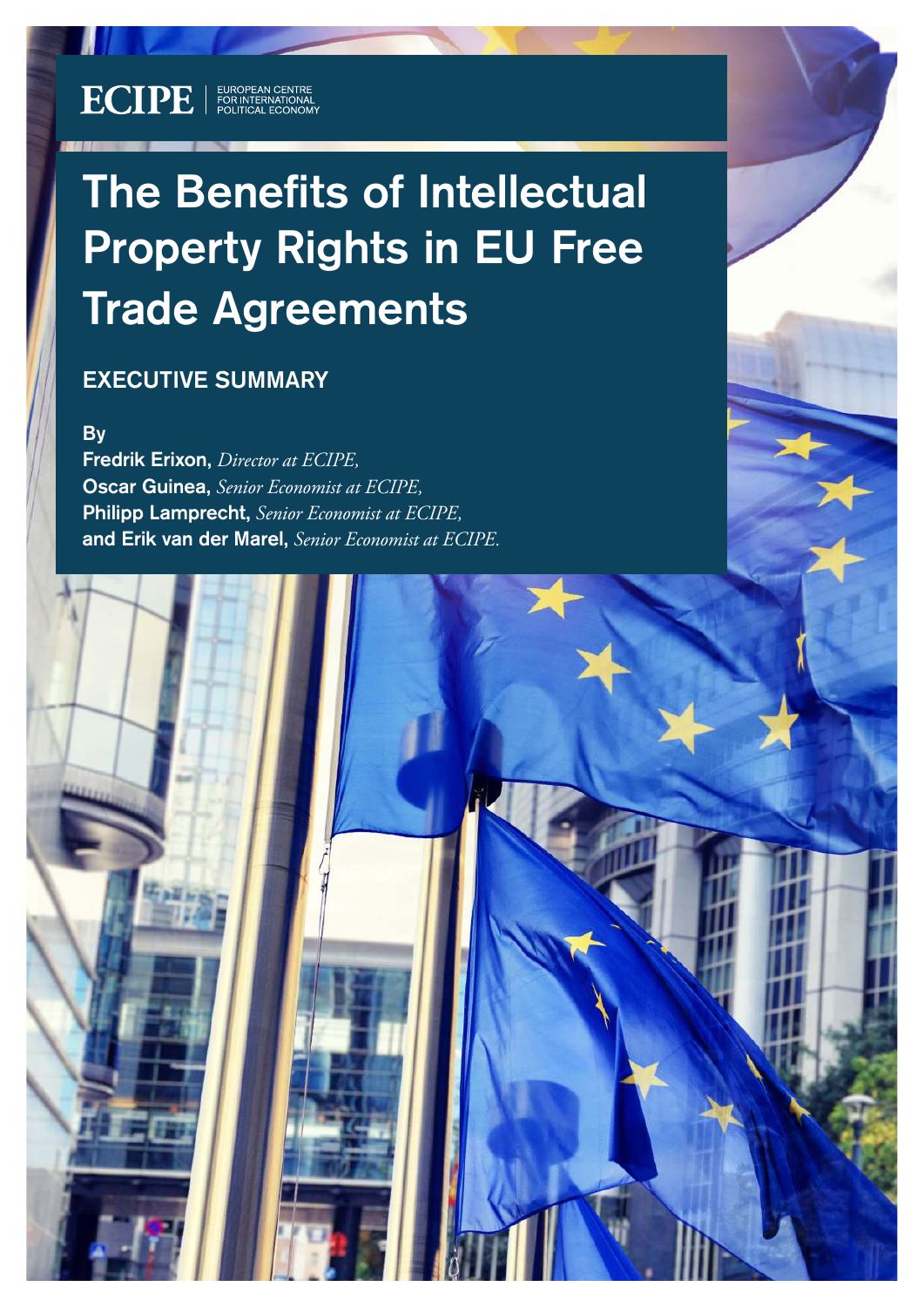ECIPE | EUROPEAN CENTRE FOR INTERNATIONAL POLITICAL ECONOMY

# The Benefits of Intellectual Property Rights in EU Free Trade Agreements

## EXECUTIVE SUMMARY

**By**

**Fredrik Erixon,** *Director at ECIPE,*
**Oscar Guinea,** *Senior Economist at ECIPE,*
**Philipp Lamprecht,** *Senior Economist at ECIPE,*
**and Erik van der Marel,** *Senior Economist at ECIPE.*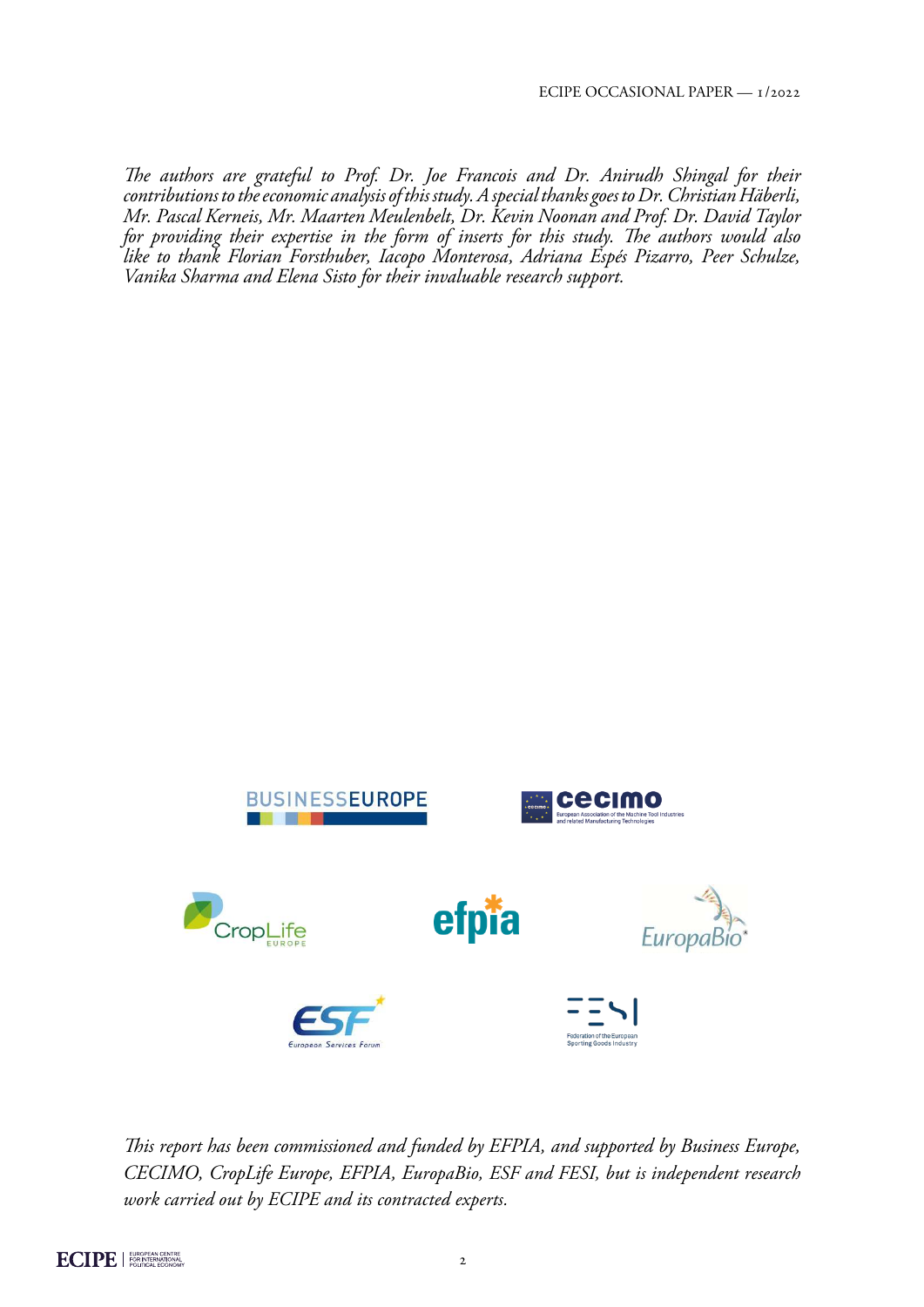*The authors are grateful to Prof. Dr. Joe Francois and Dr. Anirudh Shingal for their contributions to the economic analysis of this study. A special thanks goes to Dr. Christian Häberli, Mr. Pascal Kerneis, Mr. Maarten Meulenbelt, Dr. Kevin Noonan and Prof. Dr. David Taylor for providing their expertise in the form of inserts for this study. The authors would also like to thank Florian Forsthuber, Iacopo Monterosa, Adriana Espés Pizarro, Peer Schulze, Vanika Sharma and Elena Sisto for their invaluable research support.*

*This report has been commissioned and funded by EFPIA, and supported by Business Europe, CECIMO, CropLife Europe, EFPIA, EuropaBio, ESF and FESI, but is independent research work carried out by ECIPE and its contracted experts.*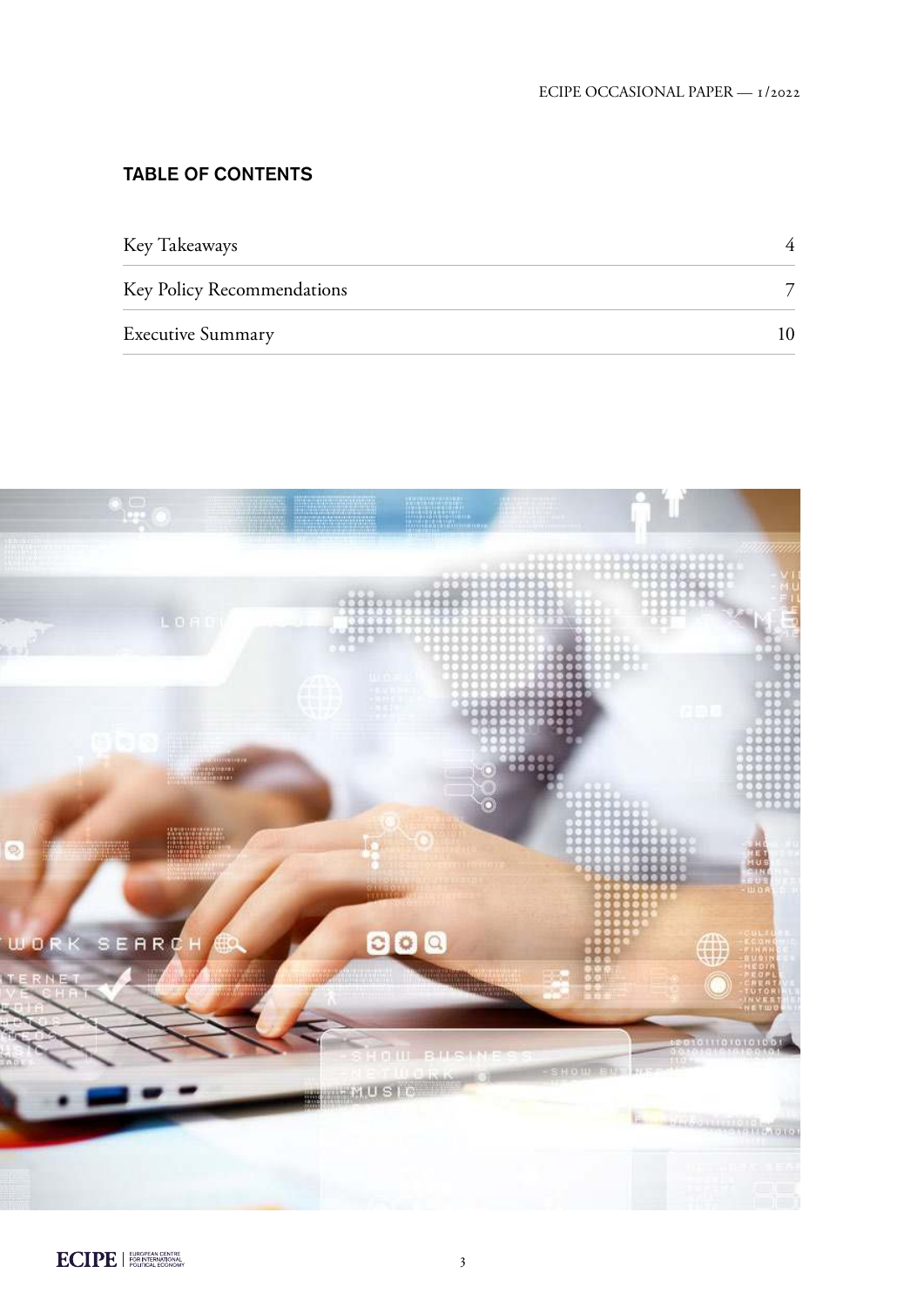## TABLE OF CONTENTS

| | |
|---|---|
| Key Takeaways | 4 |
| Key Policy Recommendations | 7 |
| Executive Summary | 10 |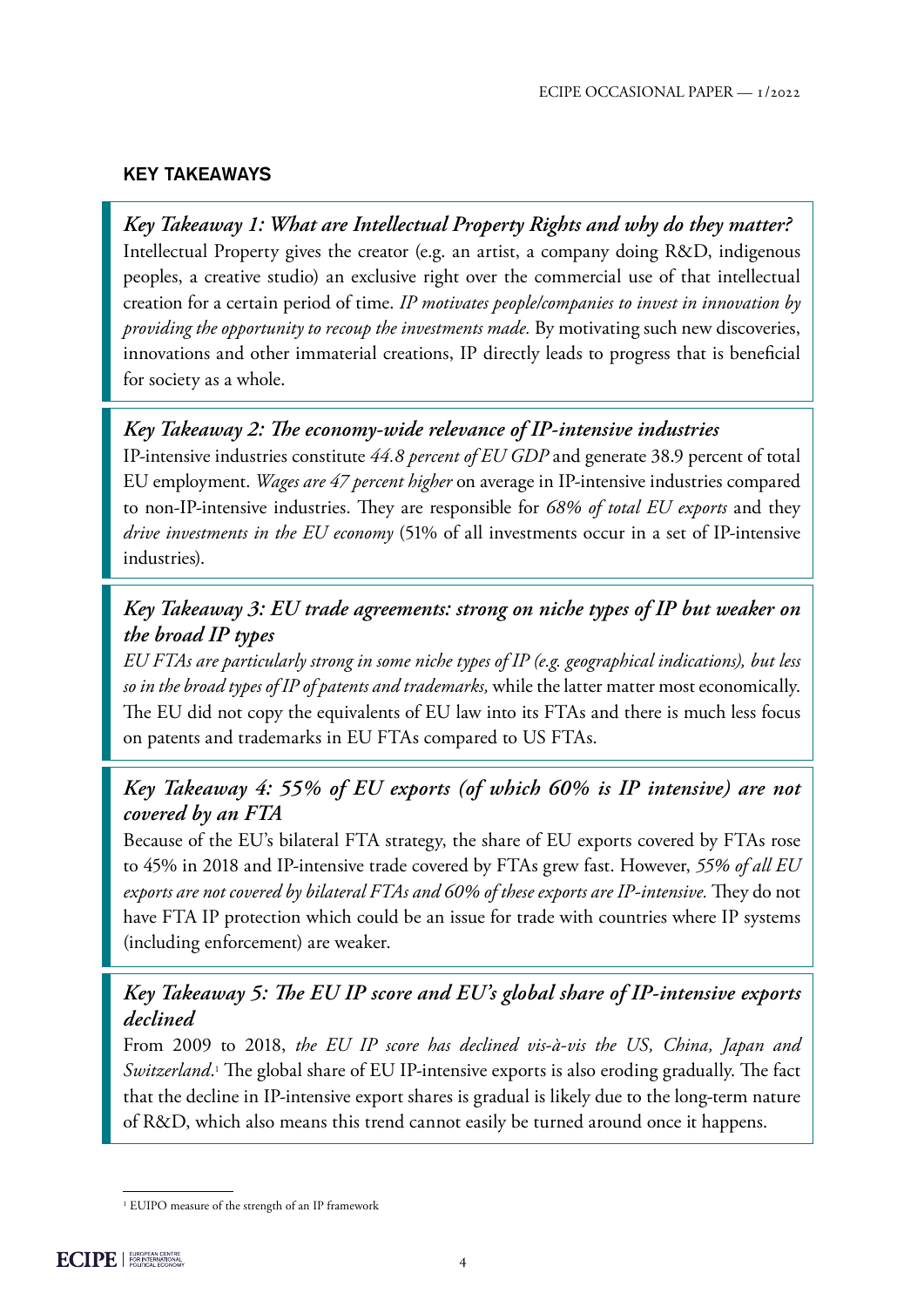## KEY TAKEAWAYS

***Key Takeaway 1: What are Intellectual Property Rights and why do they matter?***

Intellectual Property gives the creator (e.g. an artist, a company doing R&D, indigenous peoples, a creative studio) an exclusive right over the commercial use of that intellectual creation for a certain period of time. *IP motivates people/companies to invest in innovation by providing the opportunity to recoup the investments made.* By motivating such new discoveries, innovations and other immaterial creations, IP directly leads to progress that is beneficial for society as a whole.

***Key Takeaway 2: The economy-wide relevance of IP-intensive industries***

IP-intensive industries constitute *44.8 percent of EU GDP* and generate 38.9 percent of total EU employment. *Wages are 47 percent higher* on average in IP-intensive industries compared to non-IP-intensive industries. They are responsible for *68% of total EU exports* and they *drive investments in the EU economy* (51% of all investments occur in a set of IP-intensive industries).

***Key Takeaway 3: EU trade agreements: strong on niche types of IP but weaker on the broad IP types***

*EU FTAs are particularly strong in some niche types of IP (e.g. geographical indications), but less so in the broad types of IP of patents and trademarks,* while the latter matter most economically. The EU did not copy the equivalents of EU law into its FTAs and there is much less focus on patents and trademarks in EU FTAs compared to US FTAs.

***Key Takeaway 4: 55% of EU exports (of which 60% is IP intensive) are not covered by an FTA***

Because of the EU's bilateral FTA strategy, the share of EU exports covered by FTAs rose to 45% in 2018 and IP-intensive trade covered by FTAs grew fast. However, *55% of all EU exports are not covered by bilateral FTAs and 60% of these exports are IP-intensive.* They do not have FTA IP protection which could be an issue for trade with countries where IP systems (including enforcement) are weaker.

***Key Takeaway 5: The EU IP score and EU's global share of IP-intensive exports declined***

From 2009 to 2018, *the EU IP score has declined vis-à-vis the US, China, Japan and Switzerland.*[1] The global share of EU IP-intensive exports is also eroding gradually. The fact that the decline in IP-intensive export shares is gradual is likely due to the long-term nature of R&D, which also means this trend cannot easily be turned around once it happens.

---

[1] EUIPO measure of the strength of an IP framework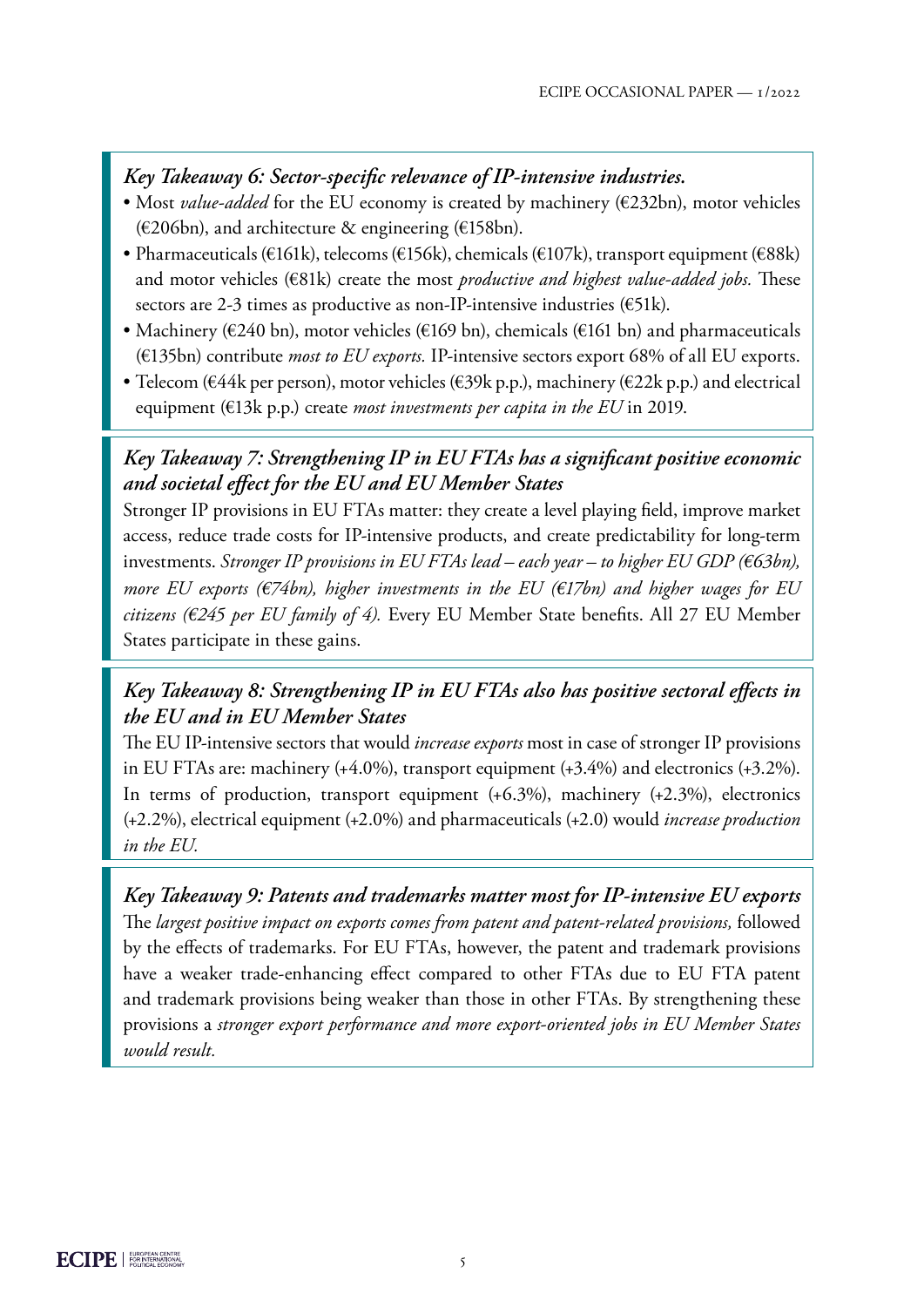***Key Takeaway 6: Sector-specific relevance of IP-intensive industries.***

- Most *value-added* for the EU economy is created by machinery (€232bn), motor vehicles (€206bn), and architecture & engineering (€158bn).
- Pharmaceuticals (€161k), telecoms (€156k), chemicals (€107k), transport equipment (€88k) and motor vehicles (€81k) create the most *productive and highest value-added jobs.* These sectors are 2-3 times as productive as non-IP-intensive industries (€51k).
- Machinery (€240 bn), motor vehicles (€169 bn), chemicals (€161 bn) and pharmaceuticals (€135bn) contribute *most to EU exports.* IP-intensive sectors export 68% of all EU exports.
- Telecom (€44k per person), motor vehicles (€39k p.p.), machinery (€22k p.p.) and electrical equipment (€13k p.p.) create *most investments per capita in the EU* in 2019.

***Key Takeaway 7: Strengthening IP in EU FTAs has a significant positive economic and societal effect for the EU and EU Member States***

Stronger IP provisions in EU FTAs matter: they create a level playing field, improve market access, reduce trade costs for IP-intensive products, and create predictability for long-term investments. *Stronger IP provisions in EU FTAs lead – each year – to higher EU GDP (€63bn), more EU exports (€74bn), higher investments in the EU (€17bn) and higher wages for EU citizens (€245 per EU family of 4).* Every EU Member State benefits. All 27 EU Member States participate in these gains.

***Key Takeaway 8: Strengthening IP in EU FTAs also has positive sectoral effects in the EU and in EU Member States***

The EU IP-intensive sectors that would *increase exports* most in case of stronger IP provisions in EU FTAs are: machinery (+4.0%), transport equipment (+3.4%) and electronics (+3.2%). In terms of production, transport equipment (+6.3%), machinery (+2.3%), electronics (+2.2%), electrical equipment (+2.0%) and pharmaceuticals (+2.0) would *increase production in the EU.*

***Key Takeaway 9: Patents and trademarks matter most for IP-intensive EU exports***

The *largest positive impact on exports comes from patent and patent-related provisions,* followed by the effects of trademarks. For EU FTAs, however, the patent and trademark provisions have a weaker trade-enhancing effect compared to other FTAs due to EU FTA patent and trademark provisions being weaker than those in other FTAs. By strengthening these provisions a *stronger export performance and more export-oriented jobs in EU Member States would result.*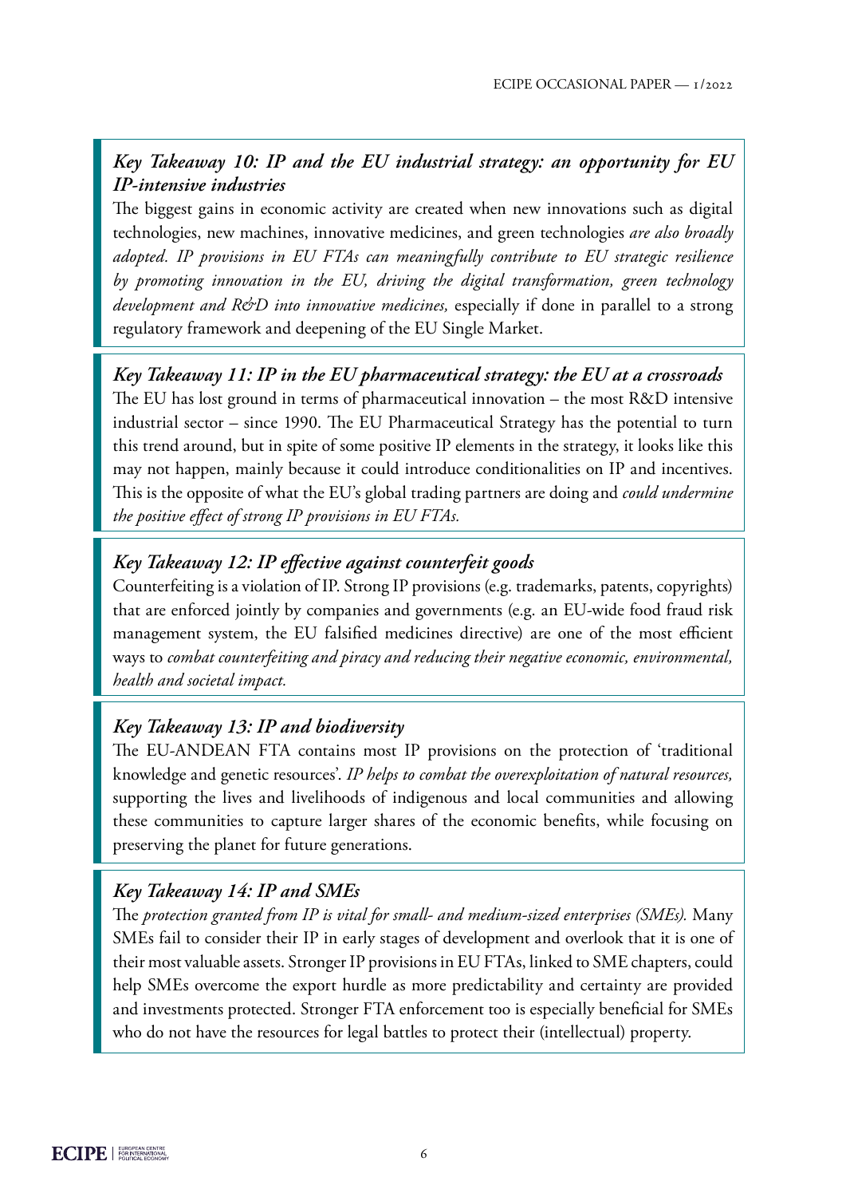### *Key Takeaway 10: IP and the EU industrial strategy: an opportunity for EU IP-intensive industries*

The biggest gains in economic activity are created when new innovations such as digital technologies, new machines, innovative medicines, and green technologies *are also broadly adopted. IP provisions in EU FTAs can meaningfully contribute to EU strategic resilience by promoting innovation in the EU, driving the digital transformation, green technology development and R&D into innovative medicines,* especially if done in parallel to a strong regulatory framework and deepening of the EU Single Market.

### *Key Takeaway 11: IP in the EU pharmaceutical strategy: the EU at a crossroads*

The EU has lost ground in terms of pharmaceutical innovation – the most R&D intensive industrial sector – since 1990. The EU Pharmaceutical Strategy has the potential to turn this trend around, but in spite of some positive IP elements in the strategy, it looks like this may not happen, mainly because it could introduce conditionalities on IP and incentives. This is the opposite of what the EU's global trading partners are doing and *could undermine the positive effect of strong IP provisions in EU FTAs.*

### *Key Takeaway 12: IP effective against counterfeit goods*

Counterfeiting is a violation of IP. Strong IP provisions (e.g. trademarks, patents, copyrights) that are enforced jointly by companies and governments (e.g. an EU-wide food fraud risk management system, the EU falsified medicines directive) are one of the most efficient ways to *combat counterfeiting and piracy and reducing their negative economic, environmental, health and societal impact.*

### *Key Takeaway 13: IP and biodiversity*

The EU-ANDEAN FTA contains most IP provisions on the protection of 'traditional knowledge and genetic resources'. *IP helps to combat the overexploitation of natural resources,* supporting the lives and livelihoods of indigenous and local communities and allowing these communities to capture larger shares of the economic benefits, while focusing on preserving the planet for future generations.

### *Key Takeaway 14: IP and SMEs*

The *protection granted from IP is vital for small- and medium-sized enterprises (SMEs).* Many SMEs fail to consider their IP in early stages of development and overlook that it is one of their most valuable assets. Stronger IP provisions in EU FTAs, linked to SME chapters, could help SMEs overcome the export hurdle as more predictability and certainty are provided and investments protected. Stronger FTA enforcement too is especially beneficial for SMEs who do not have the resources for legal battles to protect their (intellectual) property.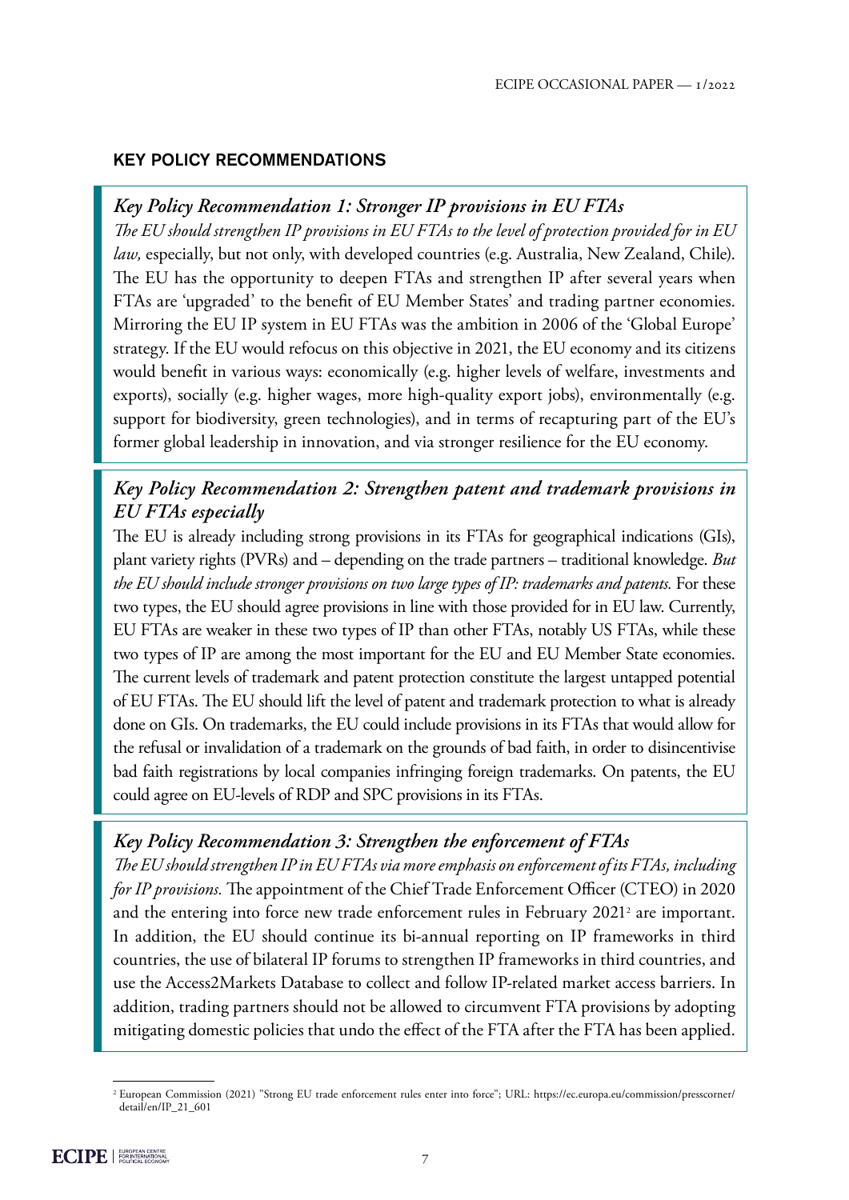## KEY POLICY RECOMMENDATIONS

### *Key Policy Recommendation 1: Stronger IP provisions in EU FTAs*

*The EU should strengthen IP provisions in EU FTAs to the level of protection provided for in EU law,* especially, but not only, with developed countries (e.g. Australia, New Zealand, Chile). The EU has the opportunity to deepen FTAs and strengthen IP after several years when FTAs are 'upgraded' to the benefit of EU Member States' and trading partner economies. Mirroring the EU IP system in EU FTAs was the ambition in 2006 of the 'Global Europe' strategy. If the EU would refocus on this objective in 2021, the EU economy and its citizens would benefit in various ways: economically (e.g. higher levels of welfare, investments and exports), socially (e.g. higher wages, more high-quality export jobs), environmentally (e.g. support for biodiversity, green technologies), and in terms of recapturing part of the EU's former global leadership in innovation, and via stronger resilience for the EU economy.

### *Key Policy Recommendation 2: Strengthen patent and trademark provisions in EU FTAs especially*

The EU is already including strong provisions in its FTAs for geographical indications (GIs), plant variety rights (PVRs) and – depending on the trade partners – traditional knowledge. *But the EU should include stronger provisions on two large types of IP: trademarks and patents.* For these two types, the EU should agree provisions in line with those provided for in EU law. Currently, EU FTAs are weaker in these two types of IP than other FTAs, notably US FTAs, while these two types of IP are among the most important for the EU and EU Member State economies. The current levels of trademark and patent protection constitute the largest untapped potential of EU FTAs. The EU should lift the level of patent and trademark protection to what is already done on GIs. On trademarks, the EU could include provisions in its FTAs that would allow for the refusal or invalidation of a trademark on the grounds of bad faith, in order to disincentivise bad faith registrations by local companies infringing foreign trademarks. On patents, the EU could agree on EU-levels of RDP and SPC provisions in its FTAs.

### *Key Policy Recommendation 3: Strengthen the enforcement of FTAs*

*The EU should strengthen IP in EU FTAs via more emphasis on enforcement of its FTAs, including for IP provisions.* The appointment of the Chief Trade Enforcement Officer (CTEO) in 2020 and the entering into force new trade enforcement rules in February 2021[2] are important. In addition, the EU should continue its bi-annual reporting on IP frameworks in third countries, the use of bilateral IP forums to strengthen IP frameworks in third countries, and use the Access2Markets Database to collect and follow IP-related market access barriers. In addition, trading partners should not be allowed to circumvent FTA provisions by adopting mitigating domestic policies that undo the effect of the FTA after the FTA has been applied.

---

[2] European Commission (2021) "Strong EU trade enforcement rules enter into force"; URL: https://ec.europa.eu/commission/presscorner/detail/en/IP_21_601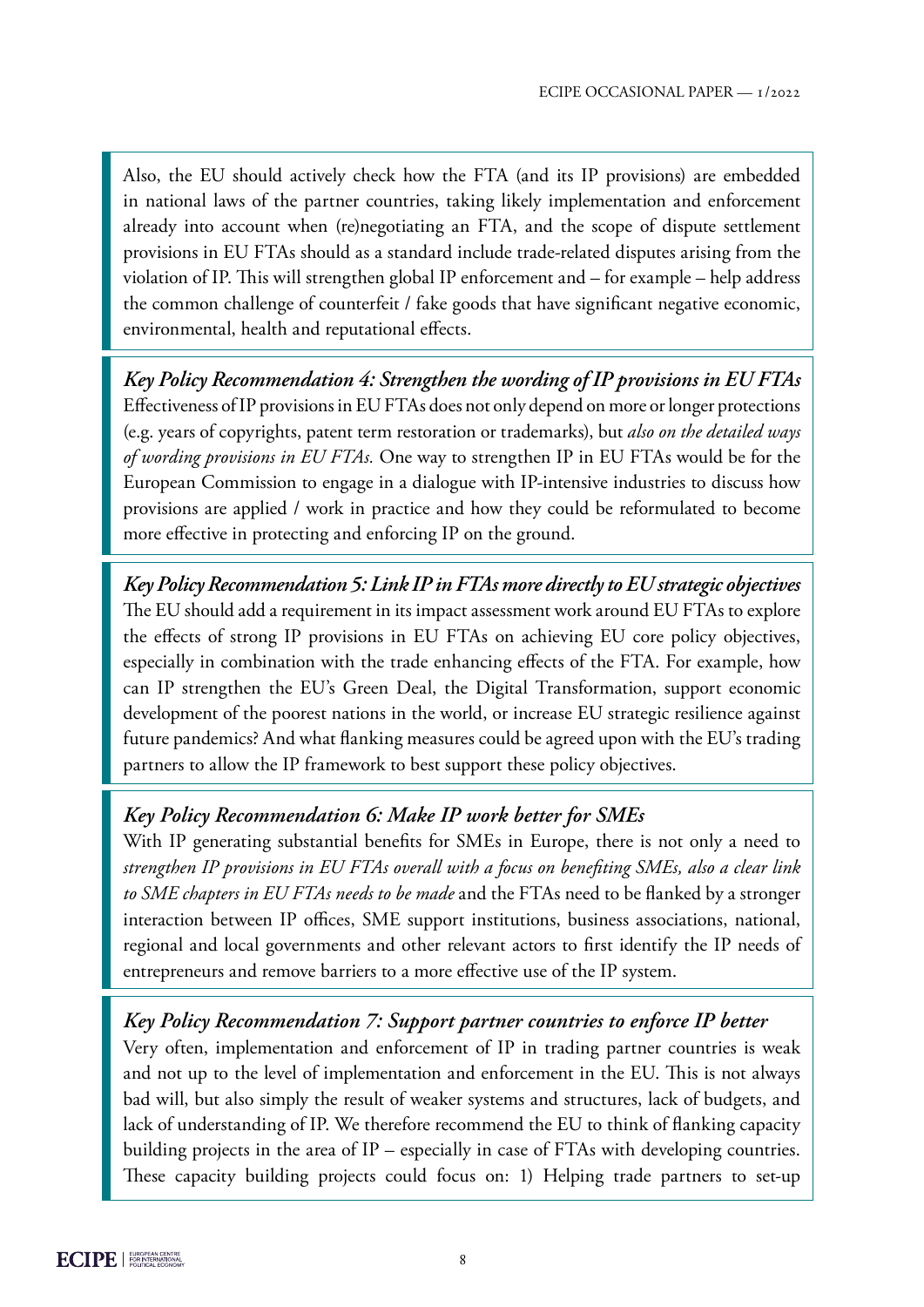Also, the EU should actively check how the FTA (and its IP provisions) are embedded in national laws of the partner countries, taking likely implementation and enforcement already into account when (re)negotiating an FTA, and the scope of dispute settlement provisions in EU FTAs should as a standard include trade-related disputes arising from the violation of IP. This will strengthen global IP enforcement and – for example – help address the common challenge of counterfeit / fake goods that have significant negative economic, environmental, health and reputational effects.

***Key Policy Recommendation 4: Strengthen the wording of IP provisions in EU FTAs***

Effectiveness of IP provisions in EU FTAs does not only depend on more or longer protections (e.g. years of copyrights, patent term restoration or trademarks), but *also on the detailed ways of wording provisions in EU FTAs.* One way to strengthen IP in EU FTAs would be for the European Commission to engage in a dialogue with IP-intensive industries to discuss how provisions are applied / work in practice and how they could be reformulated to become more effective in protecting and enforcing IP on the ground.

***Key Policy Recommendation 5: Link IP in FTAs more directly to EU strategic objectives***

The EU should add a requirement in its impact assessment work around EU FTAs to explore the effects of strong IP provisions in EU FTAs on achieving EU core policy objectives, especially in combination with the trade enhancing effects of the FTA. For example, how can IP strengthen the EU's Green Deal, the Digital Transformation, support economic development of the poorest nations in the world, or increase EU strategic resilience against future pandemics? And what flanking measures could be agreed upon with the EU's trading partners to allow the IP framework to best support these policy objectives.

***Key Policy Recommendation 6: Make IP work better for SMEs***

With IP generating substantial benefits for SMEs in Europe, there is not only a need to *strengthen IP provisions in EU FTAs overall with a focus on benefiting SMEs, also a clear link to SME chapters in EU FTAs needs to be made* and the FTAs need to be flanked by a stronger interaction between IP offices, SME support institutions, business associations, national, regional and local governments and other relevant actors to first identify the IP needs of entrepreneurs and remove barriers to a more effective use of the IP system.

***Key Policy Recommendation 7: Support partner countries to enforce IP better***

Very often, implementation and enforcement of IP in trading partner countries is weak and not up to the level of implementation and enforcement in the EU. This is not always bad will, but also simply the result of weaker systems and structures, lack of budgets, and lack of understanding of IP. We therefore recommend the EU to think of flanking capacity building projects in the area of IP – especially in case of FTAs with developing countries. These capacity building projects could focus on: 1) Helping trade partners to set-up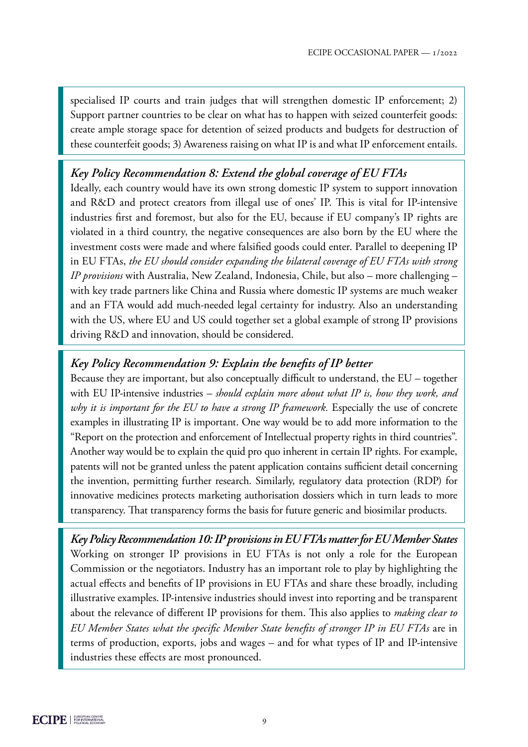specialised IP courts and train judges that will strengthen domestic IP enforcement; 2) Support partner countries to be clear on what has to happen with seized counterfeit goods: create ample storage space for detention of seized products and budgets for destruction of these counterfeit goods; 3) Awareness raising on what IP is and what IP enforcement entails.

### *Key Policy Recommendation 8: Extend the global coverage of EU FTAs*

Ideally, each country would have its own strong domestic IP system to support innovation and R&D and protect creators from illegal use of ones' IP. This is vital for IP-intensive industries first and foremost, but also for the EU, because if EU company's IP rights are violated in a third country, the negative consequences are also born by the EU where the investment costs were made and where falsified goods could enter. Parallel to deepening IP in EU FTAs, *the EU should consider expanding the bilateral coverage of EU FTAs with strong IP provisions* with Australia, New Zealand, Indonesia, Chile, but also – more challenging – with key trade partners like China and Russia where domestic IP systems are much weaker and an FTA would add much-needed legal certainty for industry. Also an understanding with the US, where EU and US could together set a global example of strong IP provisions driving R&D and innovation, should be considered.

### *Key Policy Recommendation 9: Explain the benefits of IP better*

Because they are important, but also conceptually difficult to understand, the EU – together with EU IP-intensive industries – *should explain more about what IP is, how they work, and why it is important for the EU to have a strong IP framework.* Especially the use of concrete examples in illustrating IP is important. One way would be to add more information to the "Report on the protection and enforcement of Intellectual property rights in third countries". Another way would be to explain the quid pro quo inherent in certain IP rights. For example, patents will not be granted unless the patent application contains sufficient detail concerning the invention, permitting further research. Similarly, regulatory data protection (RDP) for innovative medicines protects marketing authorisation dossiers which in turn leads to more transparency. That transparency forms the basis for future generic and biosimilar products.

### *Key Policy Recommendation 10: IP provisions in EU FTAs matter for EU Member States*

Working on stronger IP provisions in EU FTAs is not only a role for the European Commission or the negotiators. Industry has an important role to play by highlighting the actual effects and benefits of IP provisions in EU FTAs and share these broadly, including illustrative examples. IP-intensive industries should invest into reporting and be transparent about the relevance of different IP provisions for them. This also applies to *making clear to EU Member States what the specific Member State benefits of stronger IP in EU FTAs* are in terms of production, exports, jobs and wages – and for what types of IP and IP-intensive industries these effects are most pronounced.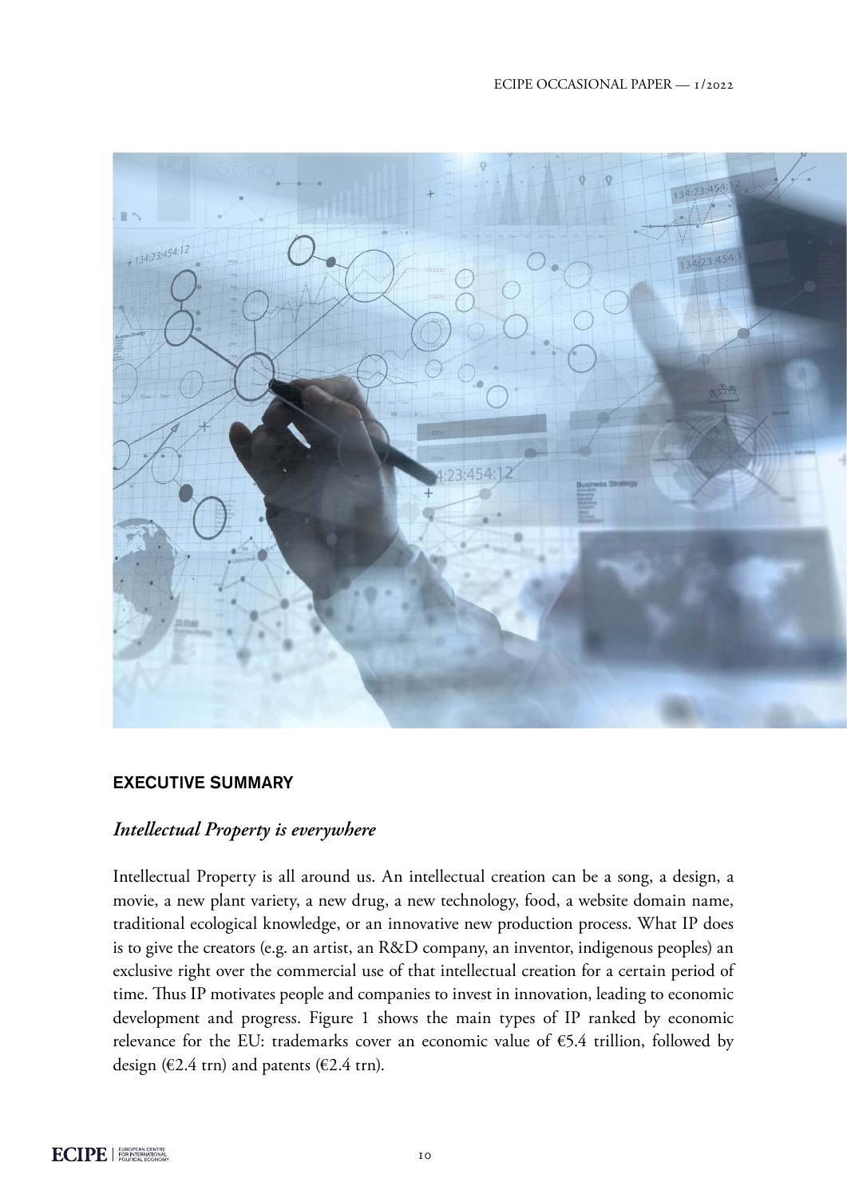## EXECUTIVE SUMMARY

### *Intellectual Property is everywhere*

Intellectual Property is all around us. An intellectual creation can be a song, a design, a movie, a new plant variety, a new drug, a new technology, food, a website domain name, traditional ecological knowledge, or an innovative new production process. What IP does is to give the creators (e.g. an artist, an R&D company, an inventor, indigenous peoples) an exclusive right over the commercial use of that intellectual creation for a certain period of time. Thus IP motivates people and companies to invest in innovation, leading to economic development and progress. Figure 1 shows the main types of IP ranked by economic relevance for the EU: trademarks cover an economic value of €5.4 trillion, followed by design (€2.4 trn) and patents (€2.4 trn).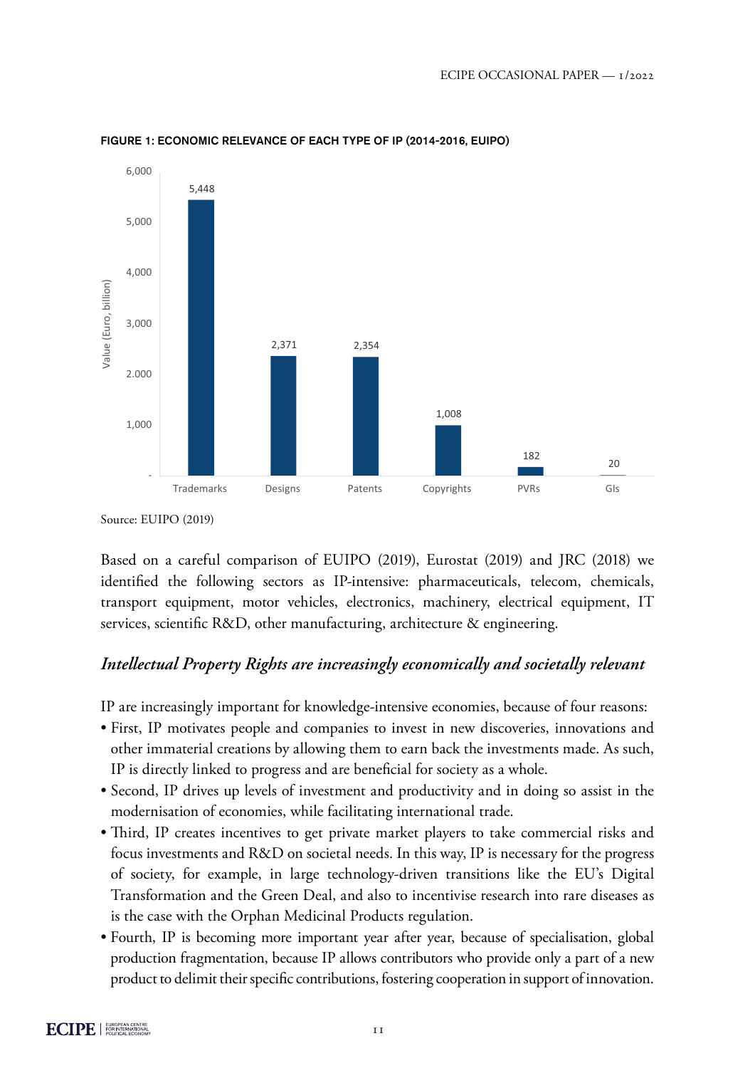**FIGURE 1: ECONOMIC RELEVANCE OF EACH TYPE OF IP (2014-2016, EUIPO)**

| Type of IP | Value (Euro, billion) |
|---|---|
| Trademarks | 5,448 |
| Designs | 2,371 |
| Patents | 2,354 |
| Copyrights | 1,008 |
| PVRs | 182 |
| GIs | 20 |

Source: EUIPO (2019)

Based on a careful comparison of EUIPO (2019), Eurostat (2019) and JRC (2018) we identified the following sectors as IP-intensive: pharmaceuticals, telecom, chemicals, transport equipment, motor vehicles, electronics, machinery, electrical equipment, IT services, scientific R&D, other manufacturing, architecture & engineering.

## *Intellectual Property Rights are increasingly economically and societally relevant*

IP are increasingly important for knowledge-intensive economies, because of four reasons:

- First, IP motivates people and companies to invest in new discoveries, innovations and other immaterial creations by allowing them to earn back the investments made. As such, IP is directly linked to progress and are beneficial for society as a whole.
- Second, IP drives up levels of investment and productivity and in doing so assist in the modernisation of economies, while facilitating international trade.
- Third, IP creates incentives to get private market players to take commercial risks and focus investments and R&D on societal needs. In this way, IP is necessary for the progress of society, for example, in large technology-driven transitions like the EU's Digital Transformation and the Green Deal, and also to incentivise research into rare diseases as is the case with the Orphan Medicinal Products regulation.
- Fourth, IP is becoming more important year after year, because of specialisation, global production fragmentation, because IP allows contributors who provide only a part of a new product to delimit their specific contributions, fostering cooperation in support of innovation.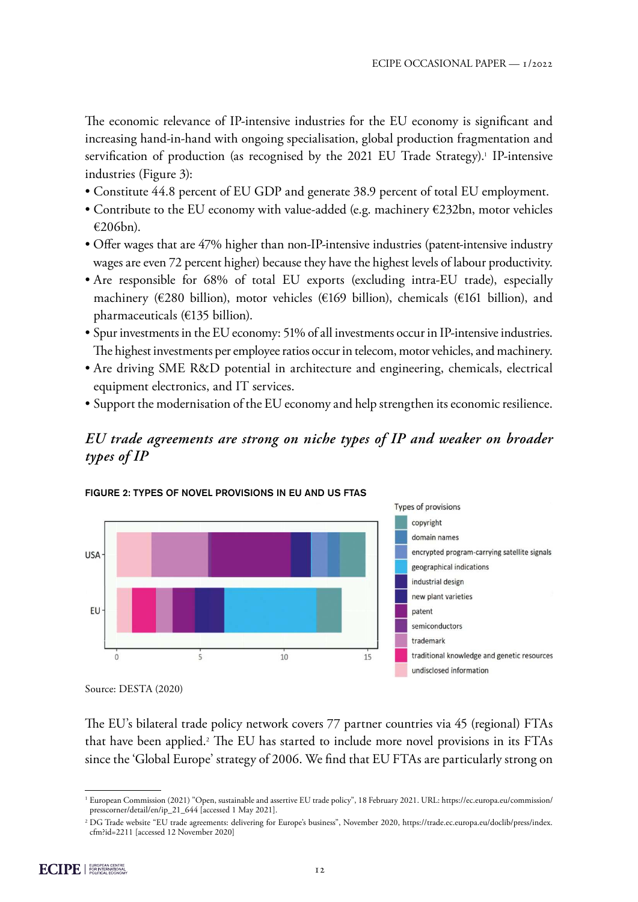The economic relevance of IP-intensive industries for the EU economy is significant and increasing hand-in-hand with ongoing specialisation, global production fragmentation and servification of production (as recognised by the 2021 EU Trade Strategy).[1] IP-intensive industries (Figure 3):

- Constitute 44.8 percent of EU GDP and generate 38.9 percent of total EU employment.
- Contribute to the EU economy with value-added (e.g. machinery €232bn, motor vehicles €206bn).
- Offer wages that are 47% higher than non-IP-intensive industries (patent-intensive industry wages are even 72 percent higher) because they have the highest levels of labour productivity.
- Are responsible for 68% of total EU exports (excluding intra-EU trade), especially machinery (€280 billion), motor vehicles (€169 billion), chemicals (€161 billion), and pharmaceuticals (€135 billion).
- Spur investments in the EU economy: 51% of all investments occur in IP-intensive industries. The highest investments per employee ratios occur in telecom, motor vehicles, and machinery.
- Are driving SME R&D potential in architecture and engineering, chemicals, electrical equipment electronics, and IT services.
- Support the modernisation of the EU economy and help strengthen its economic resilience.

## *EU trade agreements are strong on niche types of IP and weaker on broader types of IP*

**FIGURE 2: TYPES OF NOVEL PROVISIONS IN EU AND US FTAS**

Source: DESTA (2020)

The EU's bilateral trade policy network covers 77 partner countries via 45 (regional) FTAs that have been applied.[2] The EU has started to include more novel provisions in its FTAs since the 'Global Europe' strategy of 2006. We find that EU FTAs are particularly strong on

---

[1] European Commission (2021) "Open, sustainable and assertive EU trade policy", 18 February 2021. URL: https://ec.europa.eu/commission/presscorner/detail/en/ip_21_644 [accessed 1 May 2021].

[2] DG Trade website "EU trade agreements: delivering for Europe's business", November 2020, https://trade.ec.europa.eu/doclib/press/index.cfm?id=2211 [accessed 12 November 2020]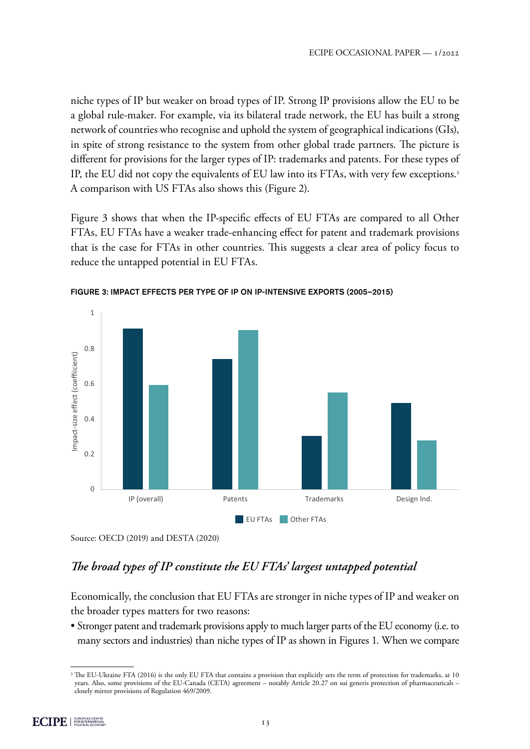niche types of IP but weaker on broad types of IP. Strong IP provisions allow the EU to be a global rule-maker. For example, via its bilateral trade network, the EU has built a strong network of countries who recognise and uphold the system of geographical indications (GIs), in spite of strong resistance to the system from other global trade partners. The picture is different for provisions for the larger types of IP: trademarks and patents. For these types of IP, the EU did not copy the equivalents of EU law into its FTAs, with very few exceptions.[3] A comparison with US FTAs also shows this (Figure 2).

Figure 3 shows that when the IP-specific effects of EU FTAs are compared to all Other FTAs, EU FTAs have a weaker trade-enhancing effect for patent and trademark provisions that is the case for FTAs in other countries. This suggests a clear area of policy focus to reduce the untapped potential in EU FTAs.

**FIGURE 3: IMPACT EFFECTS PER TYPE OF IP ON IP-INTENSIVE EXPORTS (2005–2015)**

Source: OECD (2019) and DESTA (2020)

## *The broad types of IP constitute the EU FTAs' largest untapped potential*

Economically, the conclusion that EU FTAs are stronger in niche types of IP and weaker on the broader types matters for two reasons:

- Stronger patent and trademark provisions apply to much larger parts of the EU economy (i.e. to many sectors and industries) than niche types of IP as shown in Figures 1. When we compare

[3] The EU-Ukraine FTA (2016) is the only EU FTA that contains a provision that explicitly sets the term of protection for trademarks, at 10 years. Also, some provisions of the EU-Canada (CETA) agreement – notably Article 20.27 on sui generis protection of pharmaceuticals – closely mirror provisions of Regulation 469/2009.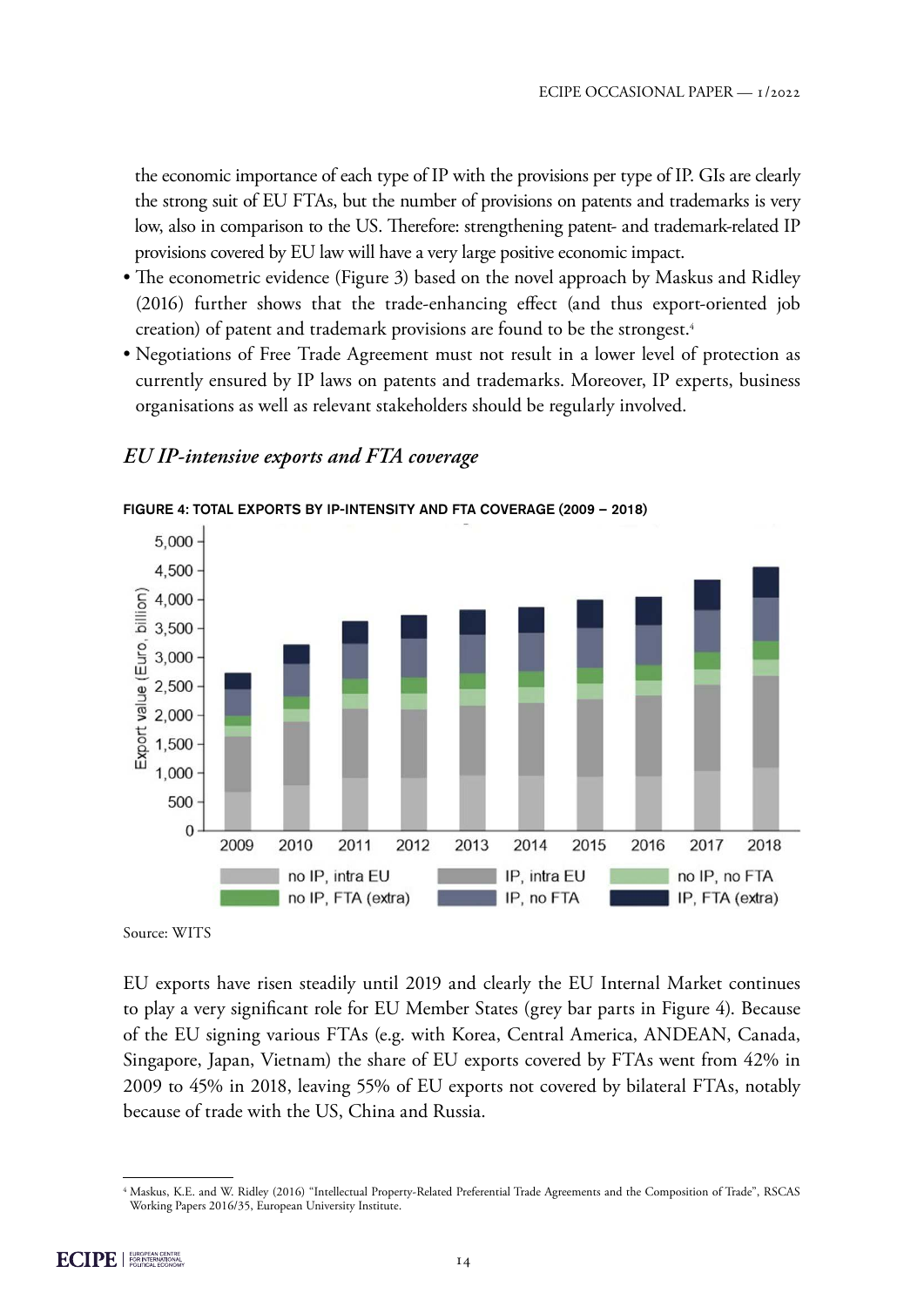the economic importance of each type of IP with the provisions per type of IP. GIs are clearly the strong suit of EU FTAs, but the number of provisions on patents and trademarks is very low, also in comparison to the US. Therefore: strengthening patent- and trademark-related IP provisions covered by EU law will have a very large positive economic impact.

- The econometric evidence (Figure 3) based on the novel approach by Maskus and Ridley (2016) further shows that the trade-enhancing effect (and thus export-oriented job creation) of patent and trademark provisions are found to be the strongest.[4]
- Negotiations of Free Trade Agreement must not result in a lower level of protection as currently ensured by IP laws on patents and trademarks. Moreover, IP experts, business organisations as well as relevant stakeholders should be regularly involved.

## *EU IP-intensive exports and FTA coverage*

FIGURE 4: TOTAL EXPORTS BY IP-INTENSITY AND FTA COVERAGE (2009 – 2018)

Source: WITS

EU exports have risen steadily until 2019 and clearly the EU Internal Market continues to play a very significant role for EU Member States (grey bar parts in Figure 4). Because of the EU signing various FTAs (e.g. with Korea, Central America, ANDEAN, Canada, Singapore, Japan, Vietnam) the share of EU exports covered by FTAs went from 42% in 2009 to 45% in 2018, leaving 55% of EU exports not covered by bilateral FTAs, notably because of trade with the US, China and Russia.

[4] Maskus, K.E. and W. Ridley (2016) "Intellectual Property-Related Preferential Trade Agreements and the Composition of Trade", RSCAS Working Papers 2016/35, European University Institute.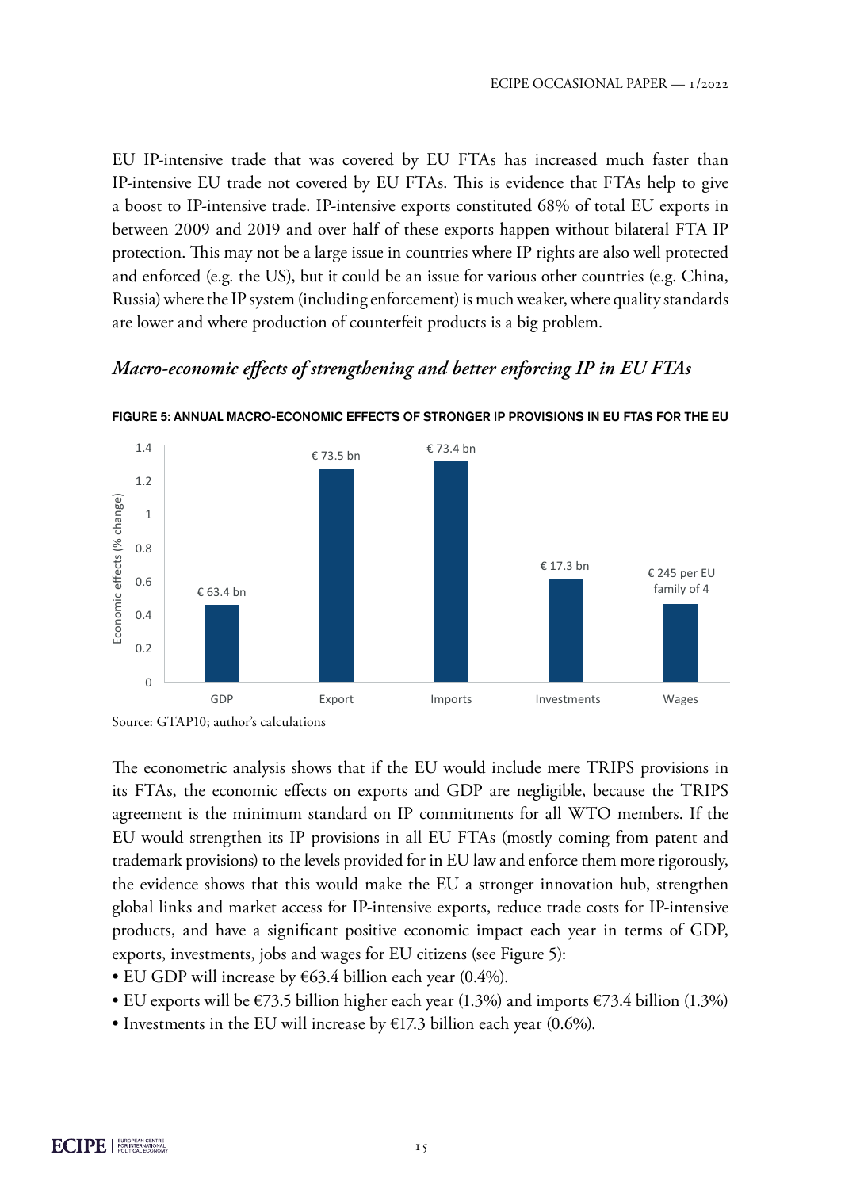EU IP-intensive trade that was covered by EU FTAs has increased much faster than IP-intensive EU trade not covered by EU FTAs. This is evidence that FTAs help to give a boost to IP-intensive trade. IP-intensive exports constituted 68% of total EU exports in between 2009 and 2019 and over half of these exports happen without bilateral FTA IP protection. This may not be a large issue in countries where IP rights are also well protected and enforced (e.g. the US), but it could be an issue for various other countries (e.g. China, Russia) where the IP system (including enforcement) is much weaker, where quality standards are lower and where production of counterfeit products is a big problem.

### *Macro-economic effects of strengthening and better enforcing IP in EU FTAs*

**FIGURE 5: ANNUAL MACRO-ECONOMIC EFFECTS OF STRONGER IP PROVISIONS IN EU FTAS FOR THE EU**

| | GDP | Export | Imports | Investments | Wages |
|---|---|---|---|---|---|
| Label | € 63.4 bn | € 73.5 bn | € 73.4 bn | € 17.3 bn | € 245 per EU family of 4 |

Economic effects (% change)

Source: GTAP10; author's calculations

The econometric analysis shows that if the EU would include mere TRIPS provisions in its FTAs, the economic effects on exports and GDP are negligible, because the TRIPS agreement is the minimum standard on IP commitments for all WTO members. If the EU would strengthen its IP provisions in all EU FTAs (mostly coming from patent and trademark provisions) to the levels provided for in EU law and enforce them more rigorously, the evidence shows that this would make the EU a stronger innovation hub, strengthen global links and market access for IP-intensive exports, reduce trade costs for IP-intensive products, and have a significant positive economic impact each year in terms of GDP, exports, investments, jobs and wages for EU citizens (see Figure 5):

- EU GDP will increase by €63.4 billion each year (0.4%).
- EU exports will be €73.5 billion higher each year (1.3%) and imports €73.4 billion (1.3%)
- Investments in the EU will increase by €17.3 billion each year (0.6%).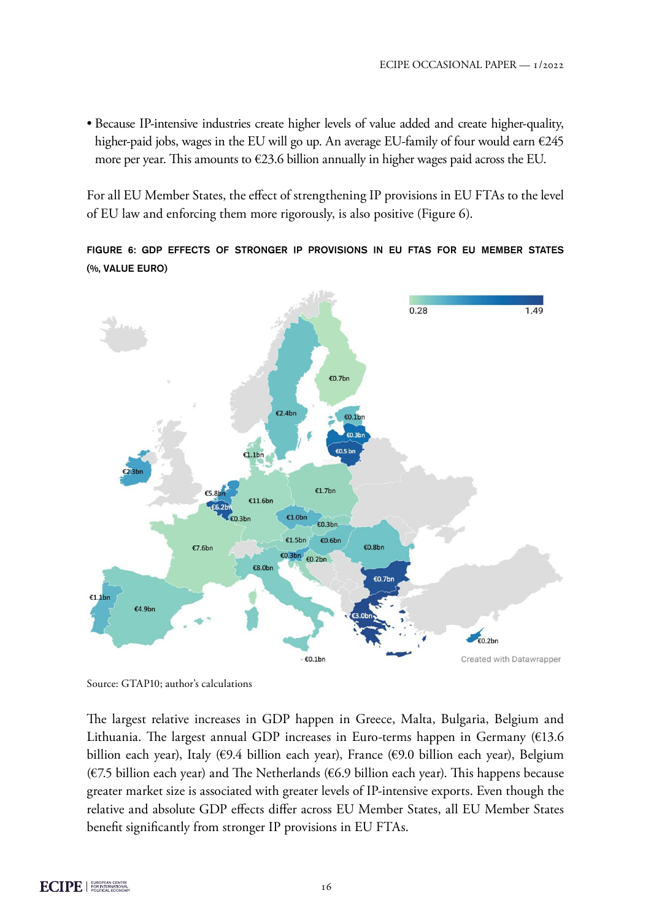- Because IP-intensive industries create higher levels of value added and create higher-quality, higher-paid jobs, wages in the EU will go up. An average EU-family of four would earn €245 more per year. This amounts to €23.6 billion annually in higher wages paid across the EU.

For all EU Member States, the effect of strengthening IP provisions in EU FTAs to the level of EU law and enforcing them more rigorously, is also positive (Figure 6).

**FIGURE 6: GDP EFFECTS OF STRONGER IP PROVISIONS IN EU FTAS FOR EU MEMBER STATES (%, VALUE EURO)**

Source: GTAP10; author's calculations

The largest relative increases in GDP happen in Greece, Malta, Bulgaria, Belgium and Lithuania. The largest annual GDP increases in Euro-terms happen in Germany (€13.6 billion each year), Italy (€9.4 billion each year), France (€9.0 billion each year), Belgium (€7.5 billion each year) and The Netherlands (€6.9 billion each year). This happens because greater market size is associated with greater levels of IP-intensive exports. Even though the relative and absolute GDP effects differ across EU Member States, all EU Member States benefit significantly from stronger IP provisions in EU FTAs.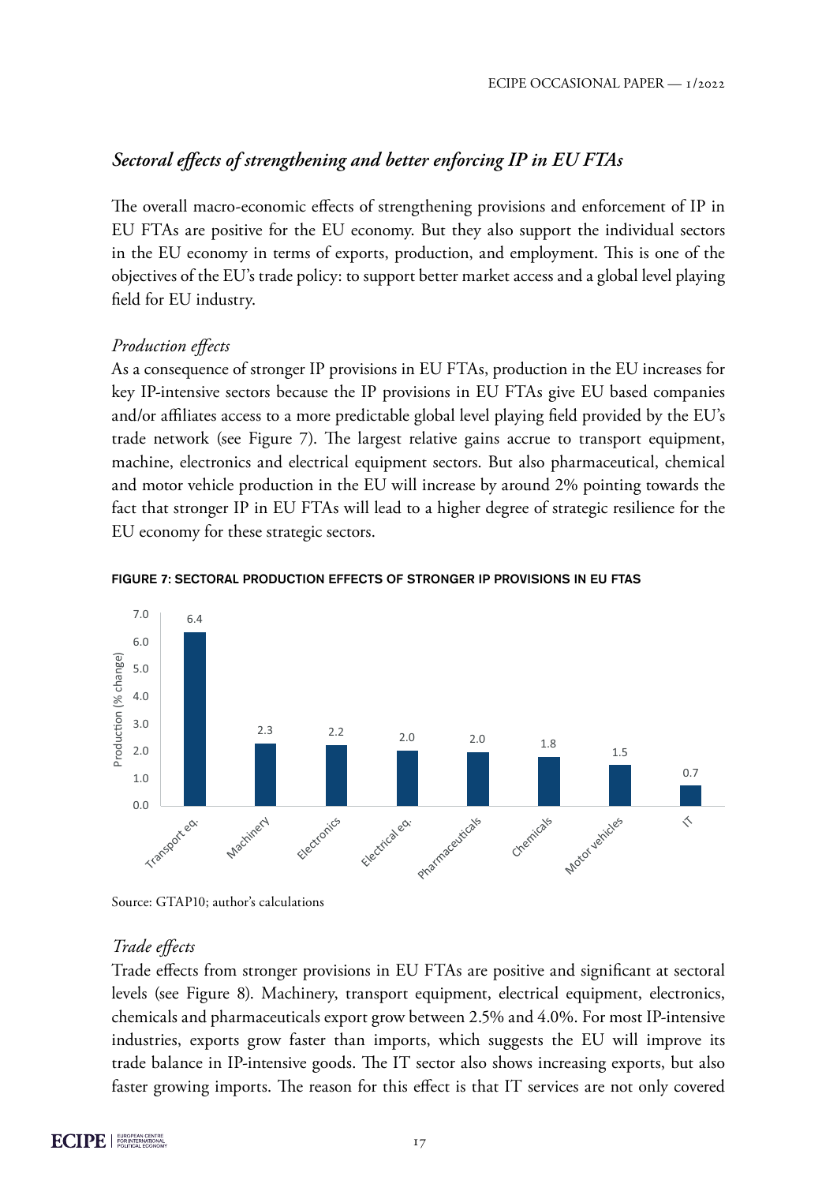### *Sectoral effects of strengthening and better enforcing IP in EU FTAs*

The overall macro-economic effects of strengthening provisions and enforcement of IP in EU FTAs are positive for the EU economy. But they also support the individual sectors in the EU economy in terms of exports, production, and employment. This is one of the objectives of the EU's trade policy: to support better market access and a global level playing field for EU industry.

*Production effects*

As a consequence of stronger IP provisions in EU FTAs, production in the EU increases for key IP-intensive sectors because the IP provisions in EU FTAs give EU based companies and/or affiliates access to a more predictable global level playing field provided by the EU's trade network (see Figure 7). The largest relative gains accrue to transport equipment, machine, electronics and electrical equipment sectors. But also pharmaceutical, chemical and motor vehicle production in the EU will increase by around 2% pointing towards the fact that stronger IP in EU FTAs will lead to a higher degree of strategic resilience for the EU economy for these strategic sectors.

FIGURE 7: SECTORAL PRODUCTION EFFECTS OF STRONGER IP PROVISIONS IN EU FTAS

| Sector | Production (% change) |
|---|---|
| Transport eq. | 6.4 |
| Machinery | 2.3 |
| Electronics | 2.2 |
| Electrical eq. | 2.0 |
| Pharmaceuticals | 2.0 |
| Chemicals | 1.8 |
| Motor vehicles | 1.5 |
| IT | 0.7 |

Source: GTAP10; author's calculations

*Trade effects*

Trade effects from stronger provisions in EU FTAs are positive and significant at sectoral levels (see Figure 8). Machinery, transport equipment, electrical equipment, electronics, chemicals and pharmaceuticals export grow between 2.5% and 4.0%. For most IP-intensive industries, exports grow faster than imports, which suggests the EU will improve its trade balance in IP-intensive goods. The IT sector also shows increasing exports, but also faster growing imports. The reason for this effect is that IT services are not only covered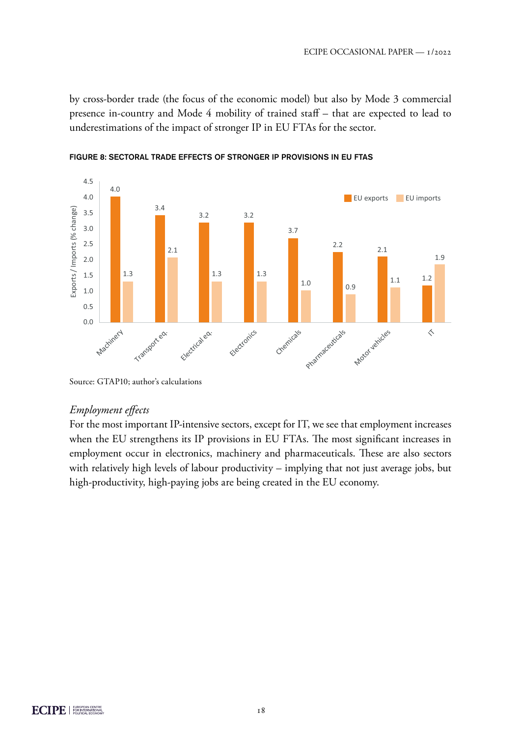by cross-border trade (the focus of the economic model) but also by Mode 3 commercial presence in-country and Mode 4 mobility of trained staff – that are expected to lead to underestimations of the impact of stronger IP in EU FTAs for the sector.

**FIGURE 8: SECTORAL TRADE EFFECTS OF STRONGER IP PROVISIONS IN EU FTAS**

| Sector | EU exports | EU imports |
|---|---|---|
| Machinery | 4.0 | 1.3 |
| Transport eq. | 3.4 | 2.1 |
| Electrical eq. | 3.2 | 1.3 |
| Electronics | 3.2 | 1.3 |
| Chemicals | 3.7 | 1.0 |
| Pharmaceuticals | 2.2 | 0.9 |
| Motor vehicles | 2.1 | 1.1 |
| IT | 1.2 | 1.9 |

Exports / Imports (% change)

Source: GTAP10; author's calculations

*Employment effects*

For the most important IP-intensive sectors, except for IT, we see that employment increases when the EU strengthens its IP provisions in EU FTAs. The most significant increases in employment occur in electronics, machinery and pharmaceuticals. These are also sectors with relatively high levels of labour productivity – implying that not just average jobs, but high-productivity, high-paying jobs are being created in the EU economy.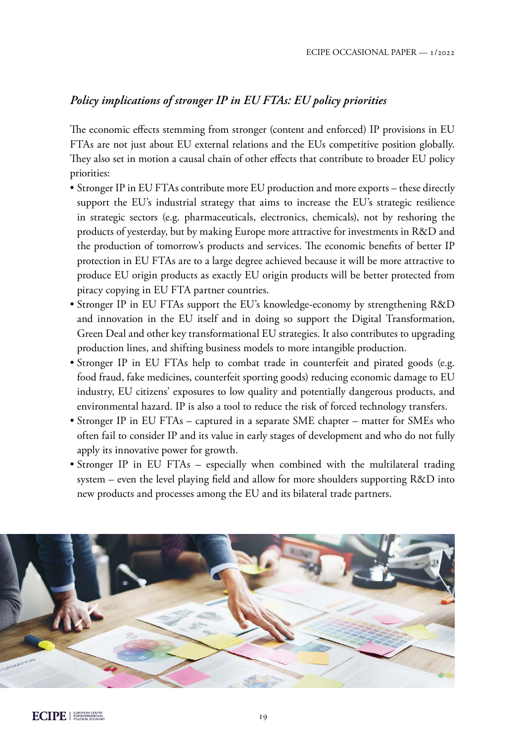### *Policy implications of stronger IP in EU FTAs: EU policy priorities*

The economic effects stemming from stronger (content and enforced) IP provisions in EU FTAs are not just about EU external relations and the EUs competitive position globally. They also set in motion a causal chain of other effects that contribute to broader EU policy priorities:

- Stronger IP in EU FTAs contribute more EU production and more exports – these directly support the EU's industrial strategy that aims to increase the EU's strategic resilience in strategic sectors (e.g. pharmaceuticals, electronics, chemicals), not by reshoring the products of yesterday, but by making Europe more attractive for investments in R&D and the production of tomorrow's products and services. The economic benefits of better IP protection in EU FTAs are to a large degree achieved because it will be more attractive to produce EU origin products as exactly EU origin products will be better protected from piracy copying in EU FTA partner countries.
- Stronger IP in EU FTAs support the EU's knowledge-economy by strengthening R&D and innovation in the EU itself and in doing so support the Digital Transformation, Green Deal and other key transformational EU strategies. It also contributes to upgrading production lines, and shifting business models to more intangible production.
- Stronger IP in EU FTAs help to combat trade in counterfeit and pirated goods (e.g. food fraud, fake medicines, counterfeit sporting goods) reducing economic damage to EU industry, EU citizens' exposures to low quality and potentially dangerous products, and environmental hazard. IP is also a tool to reduce the risk of forced technology transfers.
- Stronger IP in EU FTAs – captured in a separate SME chapter – matter for SMEs who often fail to consider IP and its value in early stages of development and who do not fully apply its innovative power for growth.
- Stronger IP in EU FTAs – especially when combined with the multilateral trading system – even the level playing field and allow for more shoulders supporting R&D into new products and processes among the EU and its bilateral trade partners.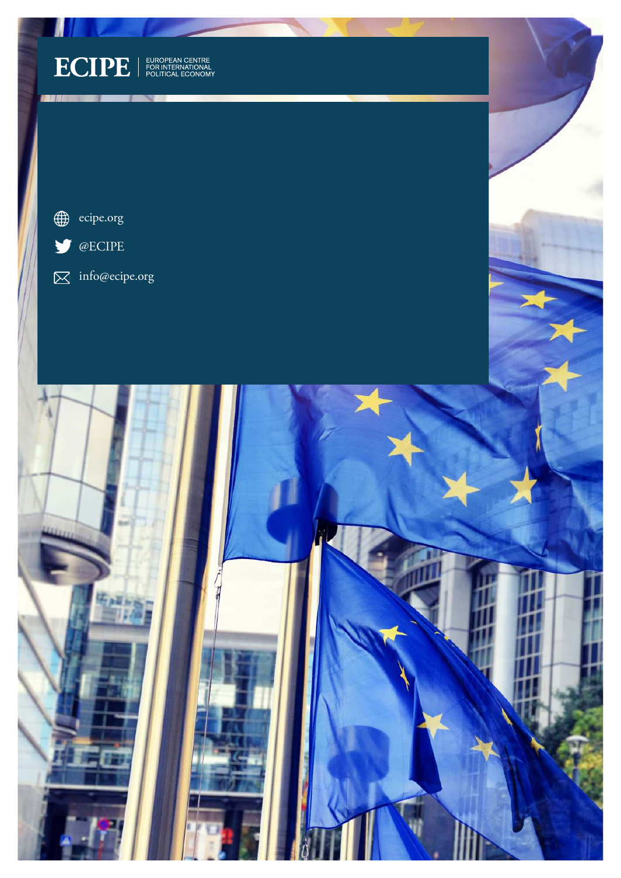ECIPE | EUROPEAN CENTRE FOR INTERNATIONAL POLITICAL ECONOMY

ecipe.org

@ECIPE

info@ecipe.org